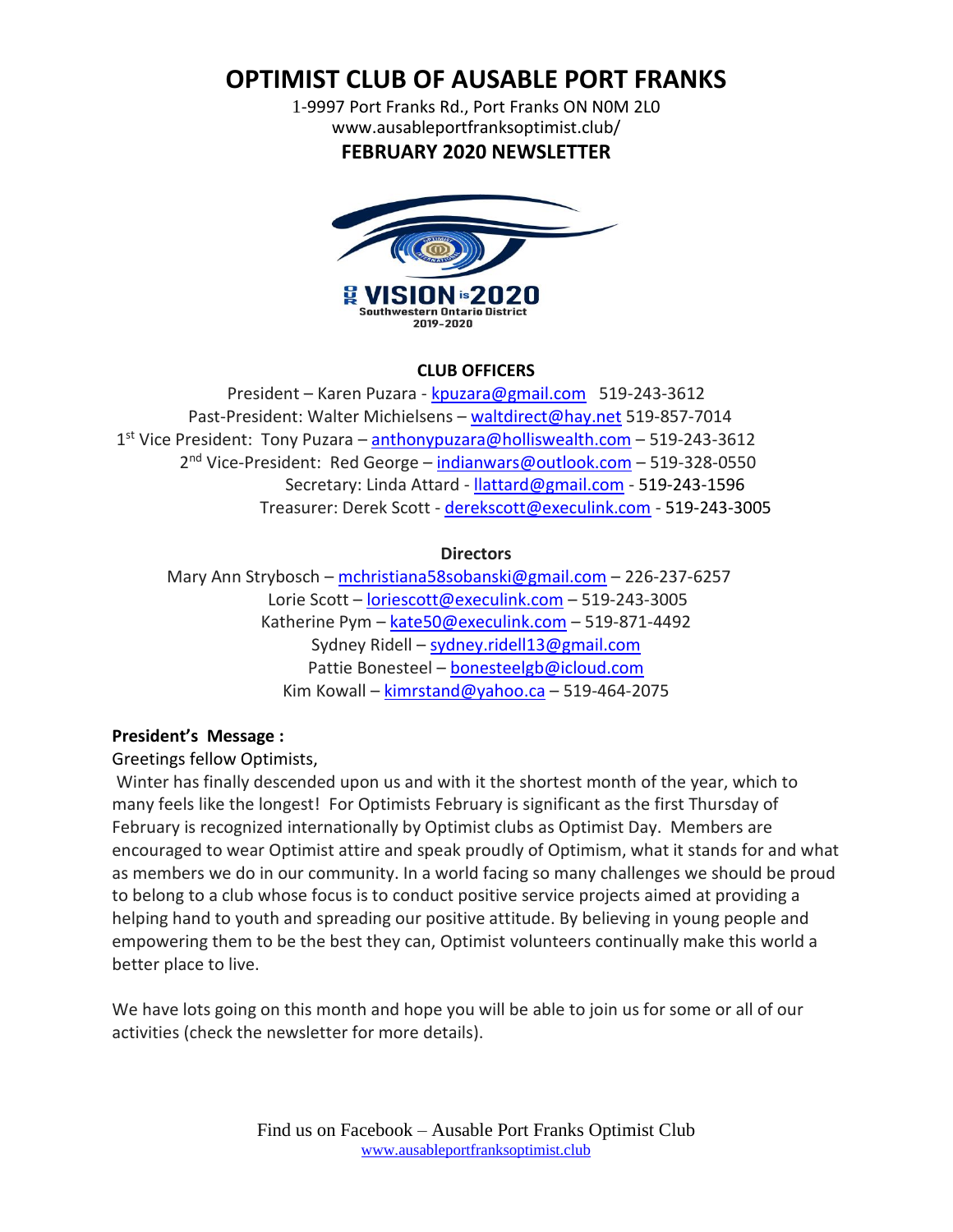# OPTIMIST CLUB OF AUSABLE PORT FRANKS

1-9997 Port Franks Rd., Port Franks ON N0M 2L0
www.ausableportfranksoptimist.club/

## FEBRUARY 2020 NEWSLETTER

OUR VISION is 2020
Southwestern Ontario District
2019-2020

### CLUB OFFICERS

President – Karen Puzara - kpuzara@gmail.com 519-243-3612
Past-President: Walter Michielsens – waltdirect@hay.net 519-857-7014
1st Vice President: Tony Puzara – anthonypuzara@holliswealth.com – 519-243-3612
2nd Vice-President: Red George – indianwars@outlook.com – 519-328-0550
Secretary: Linda Attard - llattard@gmail.com - 519-243-1596
Treasurer: Derek Scott - derekscott@execulink.com - 519-243-3005

### Directors

Mary Ann Strybosch – mchristiana58sobanski@gmail.com – 226-237-6257
Lorie Scott – loriescott@execulink.com – 519-243-3005
Katherine Pym – kate50@execulink.com – 519-871-4492
Sydney Ridell – sydney.ridell13@gmail.com
Pattie Bonesteel – bonesteelgb@icloud.com
Kim Kowall – kimrstand@yahoo.ca – 519-464-2075

**President's Message :**

Greetings fellow Optimists,

Winter has finally descended upon us and with it the shortest month of the year, which to many feels like the longest! For Optimists February is significant as the first Thursday of February is recognized internationally by Optimist clubs as Optimist Day. Members are encouraged to wear Optimist attire and speak proudly of Optimism, what it stands for and what as members we do in our community. In a world facing so many challenges we should be proud to belong to a club whose focus is to conduct positive service projects aimed at providing a helping hand to youth and spreading our positive attitude. By believing in young people and empowering them to be the best they can, Optimist volunteers continually make this world a better place to live.

We have lots going on this month and hope you will be able to join us for some or all of our activities (check the newsletter for more details).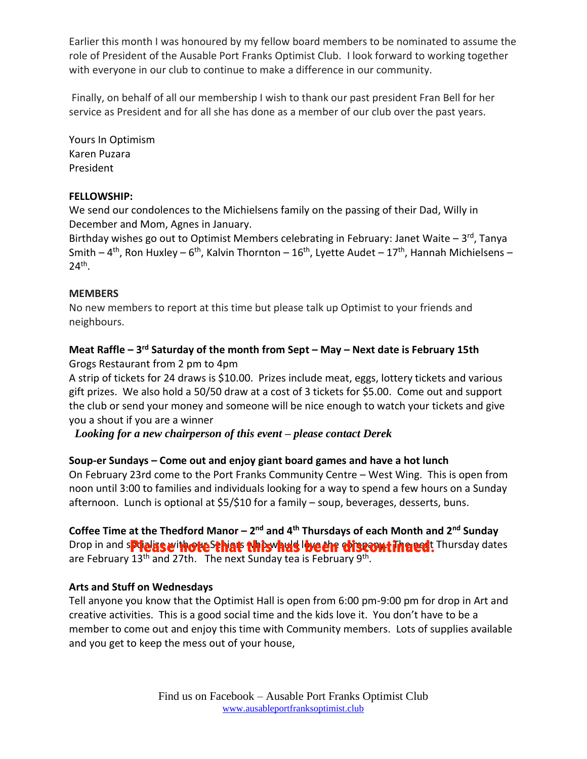Earlier this month I was honoured by my fellow board members to be nominated to assume the role of President of the Ausable Port Franks Optimist Club. I look forward to working together with everyone in our club to continue to make a difference in our community.

Finally, on behalf of all our membership I wish to thank our past president Fran Bell for her service as President and for all she has done as a member of our club over the past years.

Yours In Optimism
Karen Puzara
President

**FELLOWSHIP:**

We send our condolences to the Michielsens family on the passing of their Dad, Willy in December and Mom, Agnes in January.

Birthday wishes go out to Optimist Members celebrating in February: Janet Waite – 3rd, Tanya Smith – 4th, Ron Huxley – 6th, Kalvin Thornton – 16th, Lyette Audet – 17th, Hannah Michielsens – 24th.

**MEMBERS**

No new members to report at this time but please talk up Optimist to your friends and neighbours.

**Meat Raffle – 3rd Saturday of the month from Sept – May – Next date is February 15th**

Grogs Restaurant from 2 pm to 4pm

A strip of tickets for 24 draws is $10.00. Prizes include meat, eggs, lottery tickets and various gift prizes. We also hold a 50/50 draw at a cost of 3 tickets for $5.00. Come out and support the club or send your money and someone will be nice enough to watch your tickets and give you a shout if you are a winner

***Looking for a new chairperson of this event – please contact Derek***

**Soup-er Sundays – Come out and enjoy giant board games and have a hot lunch**

On February 23rd come to the Port Franks Community Centre – West Wing. This is open from noon until 3:00 to families and individuals looking for a way to spend a few hours on a Sunday afternoon. Lunch is optional at $5/$10 for a family – soup, beverages, desserts, buns.

**Coffee Time at the Thedford Manor – 2nd and 4th Thursdays of each Month and 2nd Sunday**

**Please note that this has been discontinued.**

Drop in and socialize with our Seniors who would love the company. The next Thursday dates are February 13th and 27th. The next Sunday tea is February 9th.

**Arts and Stuff on Wednesdays**

Tell anyone you know that the Optimist Hall is open from 6:00 pm-9:00 pm for drop in Art and creative activities. This is a good social time and the kids love it. You don't have to be a member to come out and enjoy this time with Community members. Lots of supplies available and you get to keep the mess out of your house,

Find us on Facebook – Ausable Port Franks Optimist Club
www.ausableportfranksoptimist.club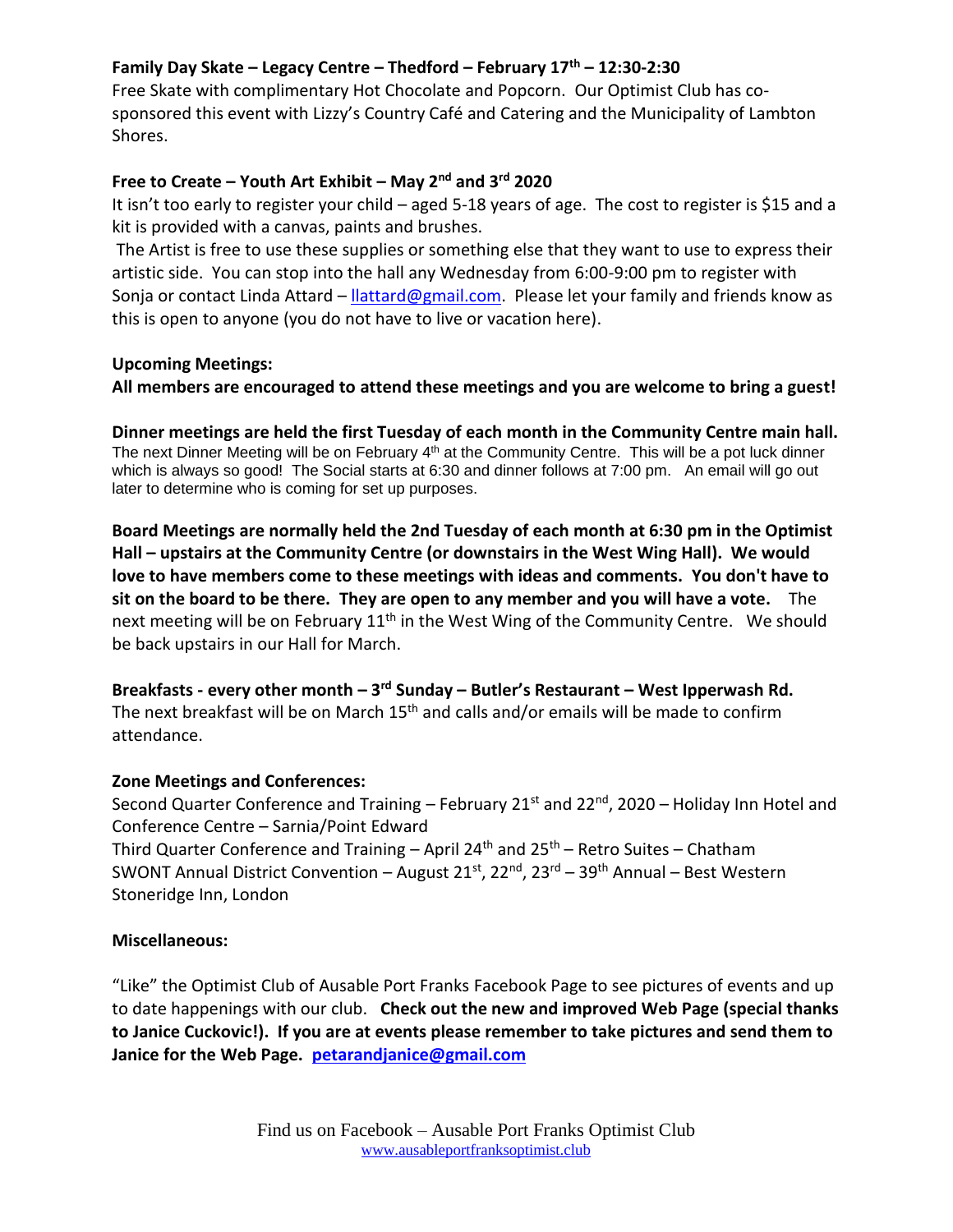**Family Day Skate – Legacy Centre – Thedford – February 17th – 12:30-2:30**

Free Skate with complimentary Hot Chocolate and Popcorn. Our Optimist Club has co-sponsored this event with Lizzy's Country Café and Catering and the Municipality of Lambton Shores.

**Free to Create – Youth Art Exhibit – May 2nd and 3rd 2020**

It isn't too early to register your child – aged 5-18 years of age. The cost to register is $15 and a kit is provided with a canvas, paints and brushes.

The Artist is free to use these supplies or something else that they want to use to express their artistic side. You can stop into the hall any Wednesday from 6:00-9:00 pm to register with Sonja or contact Linda Attard – [llattard@gmail.com](mailto:llattard@gmail.com). Please let your family and friends know as this is open to anyone (you do not have to live or vacation here).

**Upcoming Meetings:**

**All members are encouraged to attend these meetings and you are welcome to bring a guest!**

**Dinner meetings are held the first Tuesday of each month in the Community Centre main hall.** The next Dinner Meeting will be on February 4th at the Community Centre. This will be a pot luck dinner which is always so good! The Social starts at 6:30 and dinner follows at 7:00 pm. An email will go out later to determine who is coming for set up purposes.

**Board Meetings are normally held the 2nd Tuesday of each month at 6:30 pm in the Optimist Hall – upstairs at the Community Centre (or downstairs in the West Wing Hall). We would love to have members come to these meetings with ideas and comments. You don't have to sit on the board to be there. They are open to any member and you will have a vote.** The next meeting will be on February 11th in the West Wing of the Community Centre. We should be back upstairs in our Hall for March.

**Breakfasts - every other month – 3rd Sunday – Butler's Restaurant – West Ipperwash Rd.**

The next breakfast will be on March 15th and calls and/or emails will be made to confirm attendance.

**Zone Meetings and Conferences:**

Second Quarter Conference and Training – February 21st and 22nd, 2020 – Holiday Inn Hotel and Conference Centre – Sarnia/Point Edward

Third Quarter Conference and Training – April 24th and 25th – Retro Suites – Chatham

SWONT Annual District Convention – August 21st, 22nd, 23rd – 39th Annual – Best Western Stoneridge Inn, London

**Miscellaneous:**

"Like" the Optimist Club of Ausable Port Franks Facebook Page to see pictures of events and up to date happenings with our club. **Check out the new and improved Web Page (special thanks to Janice Cuckovic!). If you are at events please remember to take pictures and send them to Janice for the Web Page. [petarandjanice@gmail.com](mailto:petarandjanice@gmail.com)**

Find us on Facebook – Ausable Port Franks Optimist Club
[www.ausableportfranksoptimist.club](http://www.ausableportfranksoptimist.club)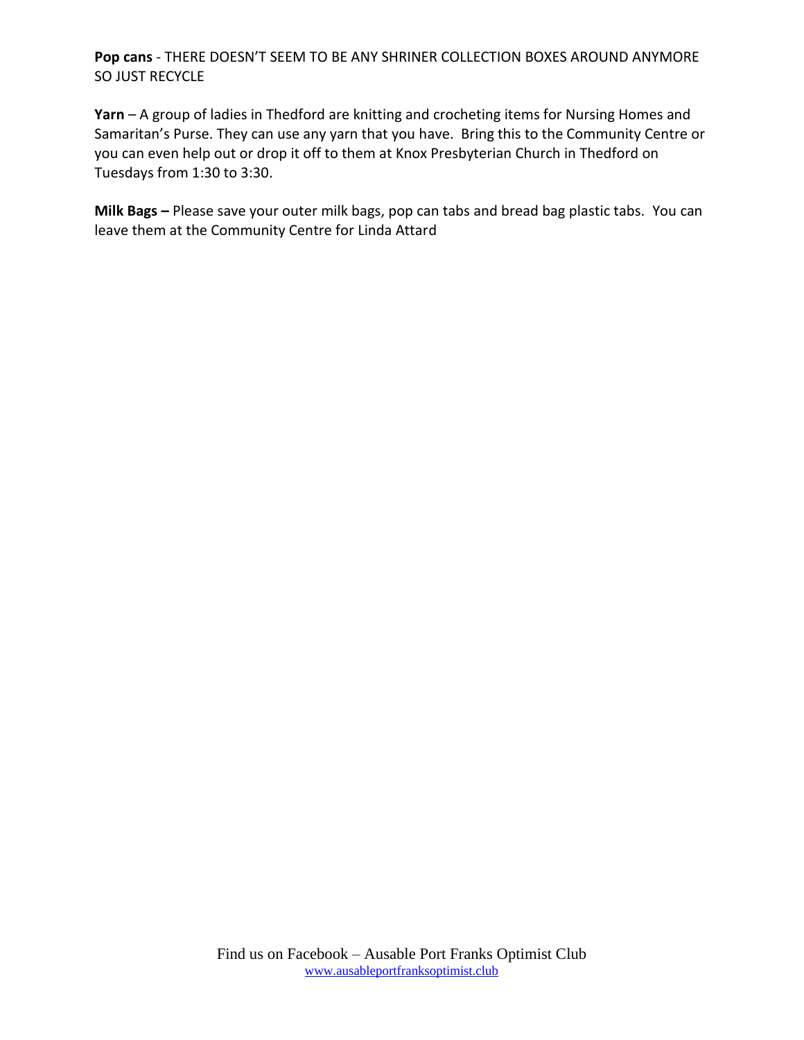**Pop cans** - THERE DOESN'T SEEM TO BE ANY SHRINER COLLECTION BOXES AROUND ANYMORE SO JUST RECYCLE

**Yarn** – A group of ladies in Thedford are knitting and crocheting items for Nursing Homes and Samaritan's Purse. They can use any yarn that you have. Bring this to the Community Centre or you can even help out or drop it off to them at Knox Presbyterian Church in Thedford on Tuesdays from 1:30 to 3:30.

**Milk Bags –** Please save your outer milk bags, pop can tabs and bread bag plastic tabs. You can leave them at the Community Centre for Linda Attard

Find us on Facebook – Ausable Port Franks Optimist Club
www.ausableportfranksoptimist.club